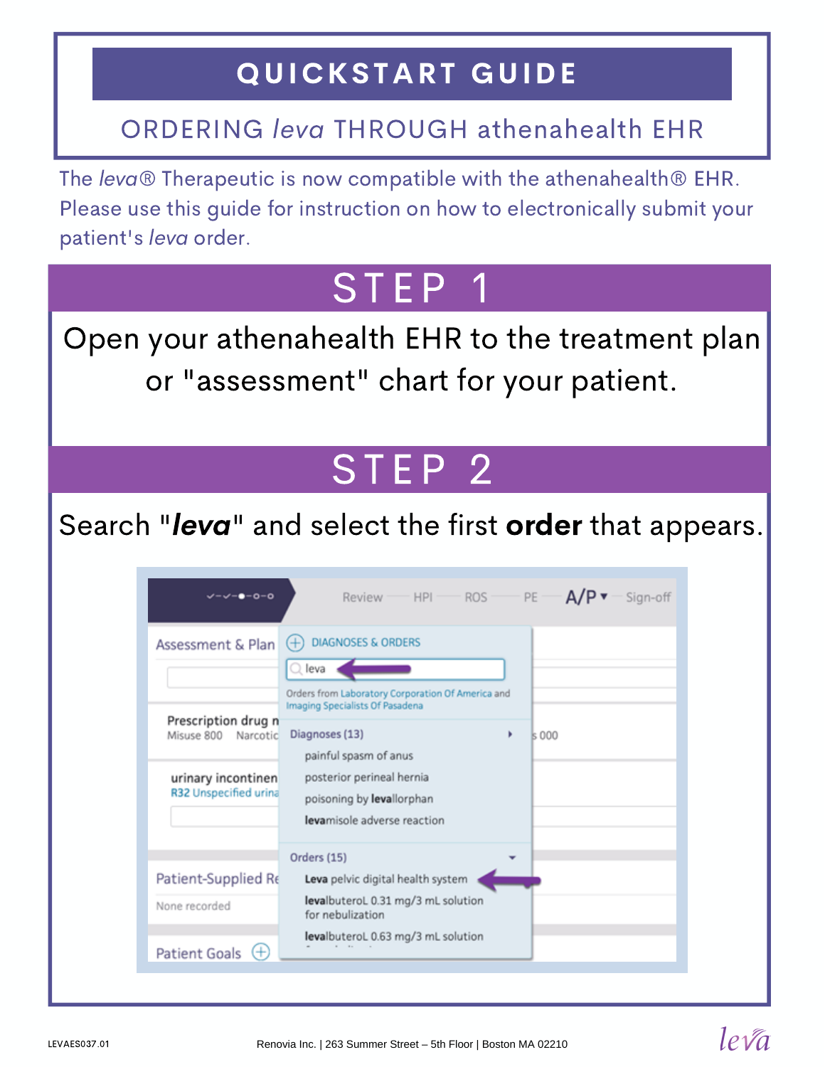# QUICKSTART GUIDE

## ORDERING *leva* THROUGH athenahealth EHR

The *leva*® Therapeutic is now compatible with the athenahealth® EHR. Please use this guide for instruction on how to electronically submit your patient's *leva* order.

## STEP 1

Open your athenahealth EHR to the treatment plan or "assessment" chart for your patient.

## STEP 2

Search "***leva***" and select the first **order** that appears.

Review — HPI — ROS — PE — A/P ▾ — Sign-off

Assessment & Plan

DIAGNOSES & ORDERS

leva

Orders from Laboratory Corporation Of America and Imaging Specialists Of Pasadena

Prescription drug m...
Misuse 800 Narcotic ... s 000

Diagnoses (13)
- painful spasm of anus
- posterior perineal hernia
- poisoning by **leva**llorphan
- **leva**misole adverse reaction

urinary incontinen...
R32 Unspecified urina...

Orders (15)
- **Leva** pelvic digital health system
- **leva**lbuteroL 0.31 mg/3 mL solution for nebulization
- **leva**lbuteroL 0.63 mg/3 mL solution

Patient-Supplied Re...
None recorded

Patient Goals

LEVAES037.01

Renovia Inc. | 263 Summer Street – 5th Floor | Boston MA 02210

leva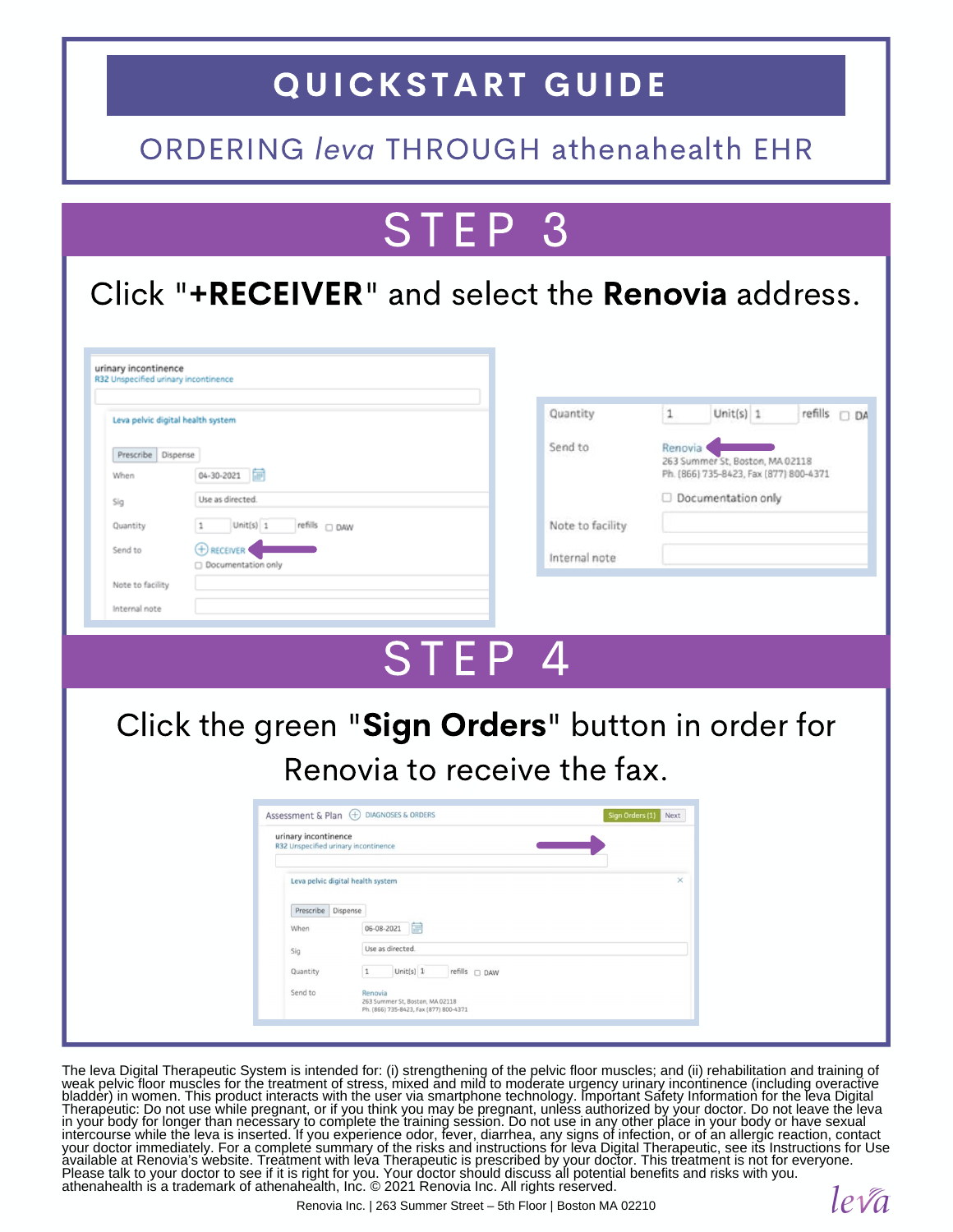# QUICKSTART GUIDE

## ORDERING *leva* THROUGH athenahealth EHR

## STEP 3

Click "**+RECEIVER**" and select the **Renovia** address.

urinary incontinence
R32 Unspecified urinary incontinence

Leva pelvic digital health system

Prescribe | Dispense

When: 04-30-2021

Sig: Use as directed.

Quantity: 1 Unit(s) 1 refills ☐ DAW

Send to: ⊕ RECEIVER
☐ Documentation only

Note to facility

Internal note

Quantity: 1 Unit(s) 1 refills ☐ DA

Send to: Renovia
263 Summer St, Boston, MA 02118
Ph. (866) 735-8423, Fax (877) 800-4371

☐ Documentation only

Note to facility

Internal note

## STEP 4

Click the green "**Sign Orders**" button in order for Renovia to receive the fax.

Assessment & Plan ⊕ DIAGNOSES & ORDERS — Sign Orders (1) | Next

urinary incontinence
R32 Unspecified urinary incontinence

Leva pelvic digital health system

Prescribe | Dispense

When: 06-08-2021

Sig: Use as directed.

Quantity: 1 Unit(s) 1 refills ☐ DAW

Send to: Renovia
263 Summer St, Boston, MA 02118
Ph. (866) 735-8423, Fax (877) 800-4371

The leva Digital Therapeutic System is intended for: (i) strengthening of the pelvic floor muscles; and (ii) rehabilitation and training of weak pelvic floor muscles for the treatment of stress, mixed and mild to moderate urgency urinary incontinence (including overactive bladder) in women. This product interacts with the user via smartphone technology. Important Safety Information for the leva Digital Therapeutic: Do not use while pregnant, or if you think you may be pregnant, unless authorized by your doctor. Do not leave the leva in your body for longer than necessary to complete the training session. Do not use in any other place in your body or have sexual intercourse while the leva is inserted. If you experience odor, fever, diarrhea, any signs of infection, or of an allergic reaction, contact your doctor immediately. For a complete summary of the risks and instructions for leva Digital Therapeutic, see its Instructions for Use available at Renovia's website. Treatment with leva Therapeutic is prescribed by your doctor. This treatment is not for everyone. Please talk to your doctor to see if it is right for you. Your doctor should discuss all potential benefits and risks with you. athenahealth is a trademark of athenahealth, Inc. © 2021 Renovia Inc. All rights reserved.

Renovia Inc. | 263 Summer Street – 5th Floor | Boston MA 02210

leva